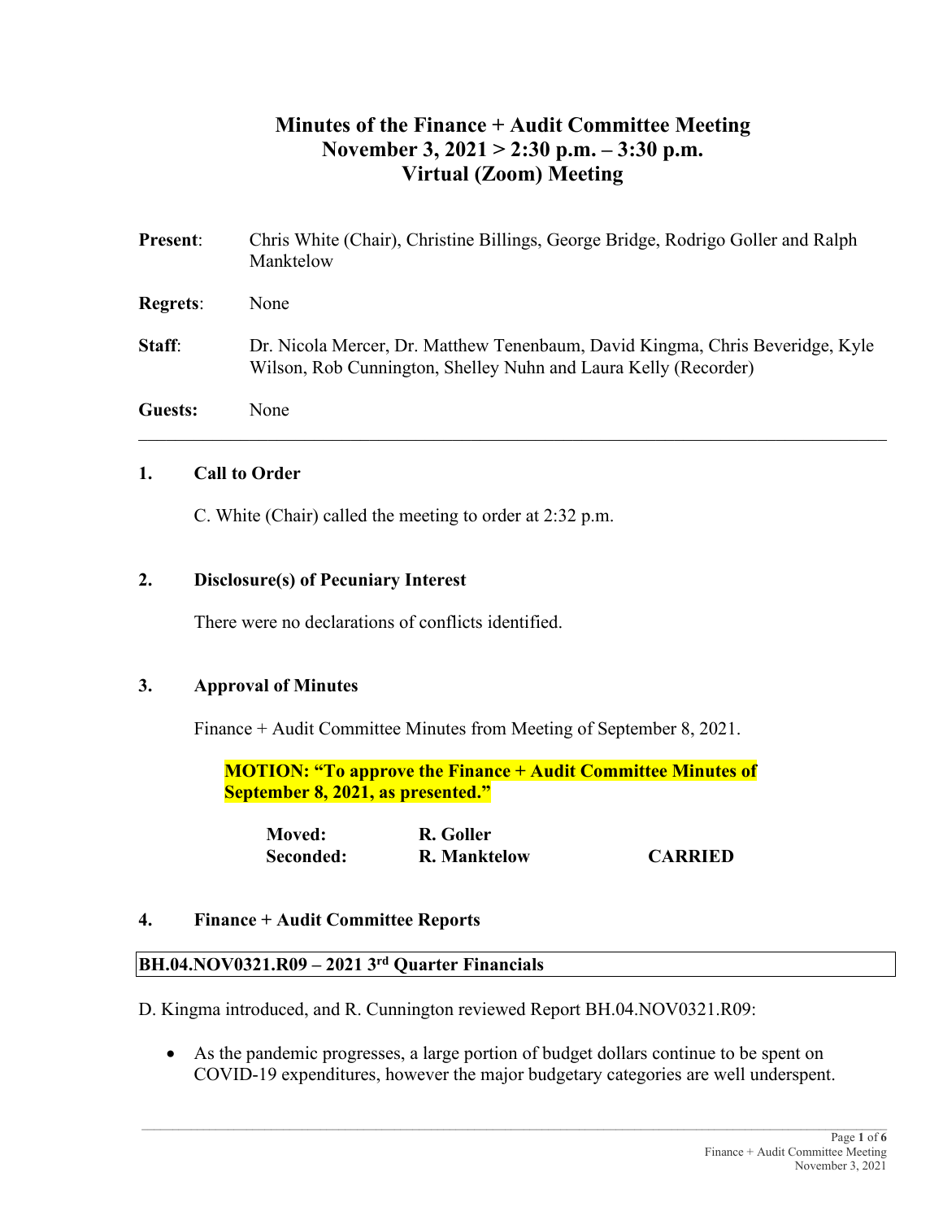# Minutes of the Finance + Audit Committee Meeting
## November 3, 2021 > 2:30 p.m. – 3:30 p.m.
## Virtual (Zoom) Meeting

**Present**: Chris White (Chair), Christine Billings, George Bridge, Rodrigo Goller and Ralph Manktelow

**Regrets**: None

**Staff**: Dr. Nicola Mercer, Dr. Matthew Tenenbaum, David Kingma, Chris Beveridge, Kyle Wilson, Rob Cunnington, Shelley Nuhn and Laura Kelly (Recorder)

**Guests:** None

---

### 1. Call to Order

C. White (Chair) called the meeting to order at 2:32 p.m.

### 2. Disclosure(s) of Pecuniary Interest

There were no declarations of conflicts identified.

### 3. Approval of Minutes

Finance + Audit Committee Minutes from Meeting of September 8, 2021.

**MOTION: "To approve the Finance + Audit Committee Minutes of September 8, 2021, as presented."**

**Moved:** **R. Goller**
**Seconded:** **R. Manktelow** **CARRIED**

### 4. Finance + Audit Committee Reports

**BH.04.NOV0321.R09 – 2021 3rd Quarter Financials**

D. Kingma introduced, and R. Cunnington reviewed Report BH.04.NOV0321.R09:

- As the pandemic progresses, a large portion of budget dollars continue to be spent on COVID-19 expenditures, however the major budgetary categories are well underspent.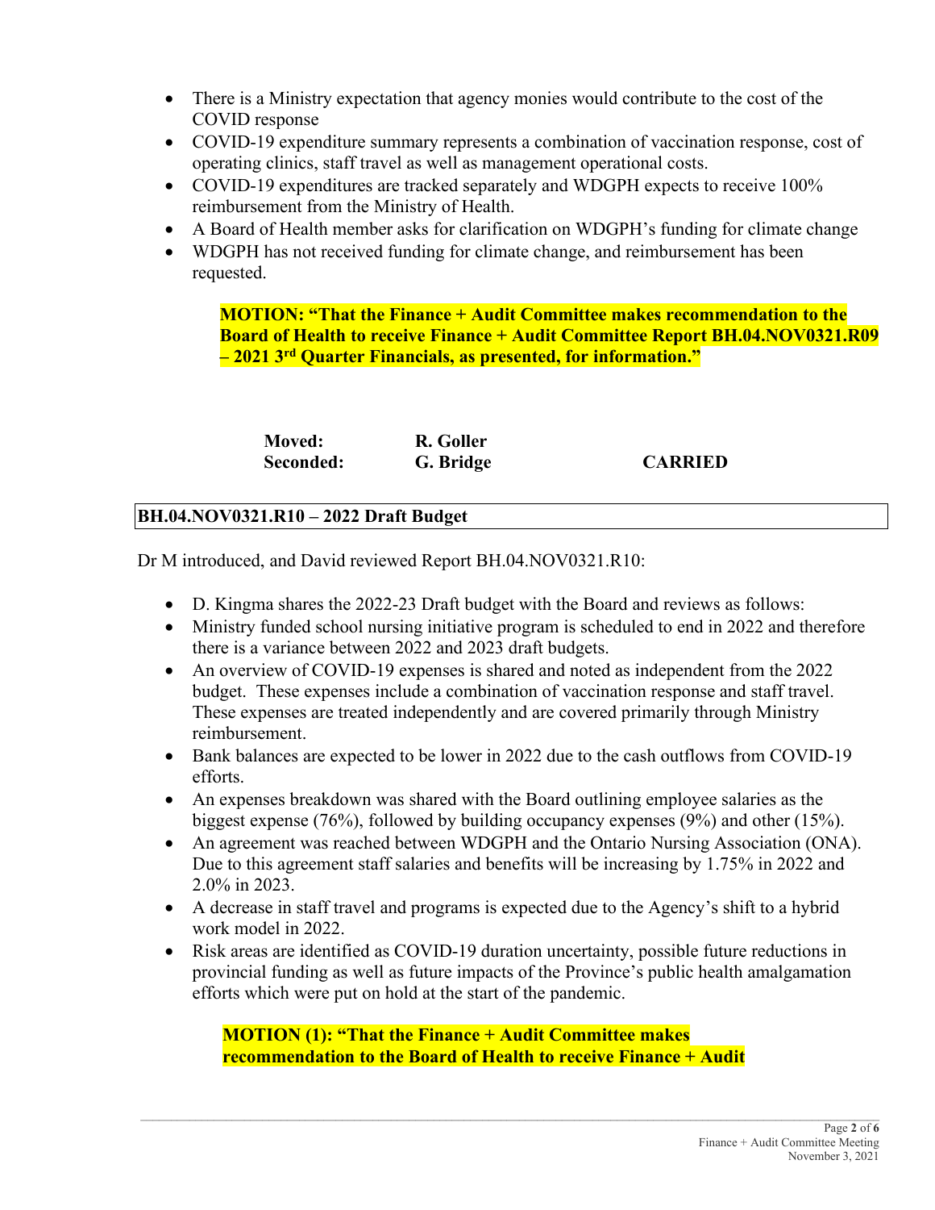- There is a Ministry expectation that agency monies would contribute to the cost of the COVID response
- COVID-19 expenditure summary represents a combination of vaccination response, cost of operating clinics, staff travel as well as management operational costs.
- COVID-19 expenditures are tracked separately and WDGPH expects to receive 100% reimbursement from the Ministry of Health.
- A Board of Health member asks for clarification on WDGPH's funding for climate change
- WDGPH has not received funding for climate change, and reimbursement has been requested.

**MOTION: "That the Finance + Audit Committee makes recommendation to the Board of Health to receive Finance + Audit Committee Report BH.04.NOV0321.R09 – 2021 3rd Quarter Financials, as presented, for information."**

| | | |
|---|---|---|
| **Moved:** | **R. Goller** | |
| **Seconded:** | **G. Bridge** | **CARRIED** |

**BH.04.NOV0321.R10 – 2022 Draft Budget**

Dr M introduced, and David reviewed Report BH.04.NOV0321.R10:

- D. Kingma shares the 2022-23 Draft budget with the Board and reviews as follows:
- Ministry funded school nursing initiative program is scheduled to end in 2022 and therefore there is a variance between 2022 and 2023 draft budgets.
- An overview of COVID-19 expenses is shared and noted as independent from the 2022 budget. These expenses include a combination of vaccination response and staff travel. These expenses are treated independently and are covered primarily through Ministry reimbursement.
- Bank balances are expected to be lower in 2022 due to the cash outflows from COVID-19 efforts.
- An expenses breakdown was shared with the Board outlining employee salaries as the biggest expense (76%), followed by building occupancy expenses (9%) and other (15%).
- An agreement was reached between WDGPH and the Ontario Nursing Association (ONA). Due to this agreement staff salaries and benefits will be increasing by 1.75% in 2022 and 2.0% in 2023.
- A decrease in staff travel and programs is expected due to the Agency's shift to a hybrid work model in 2022.
- Risk areas are identified as COVID-19 duration uncertainty, possible future reductions in provincial funding as well as future impacts of the Province's public health amalgamation efforts which were put on hold at the start of the pandemic.

**MOTION (1): "That the Finance + Audit Committee makes recommendation to the Board of Health to receive Finance + Audit**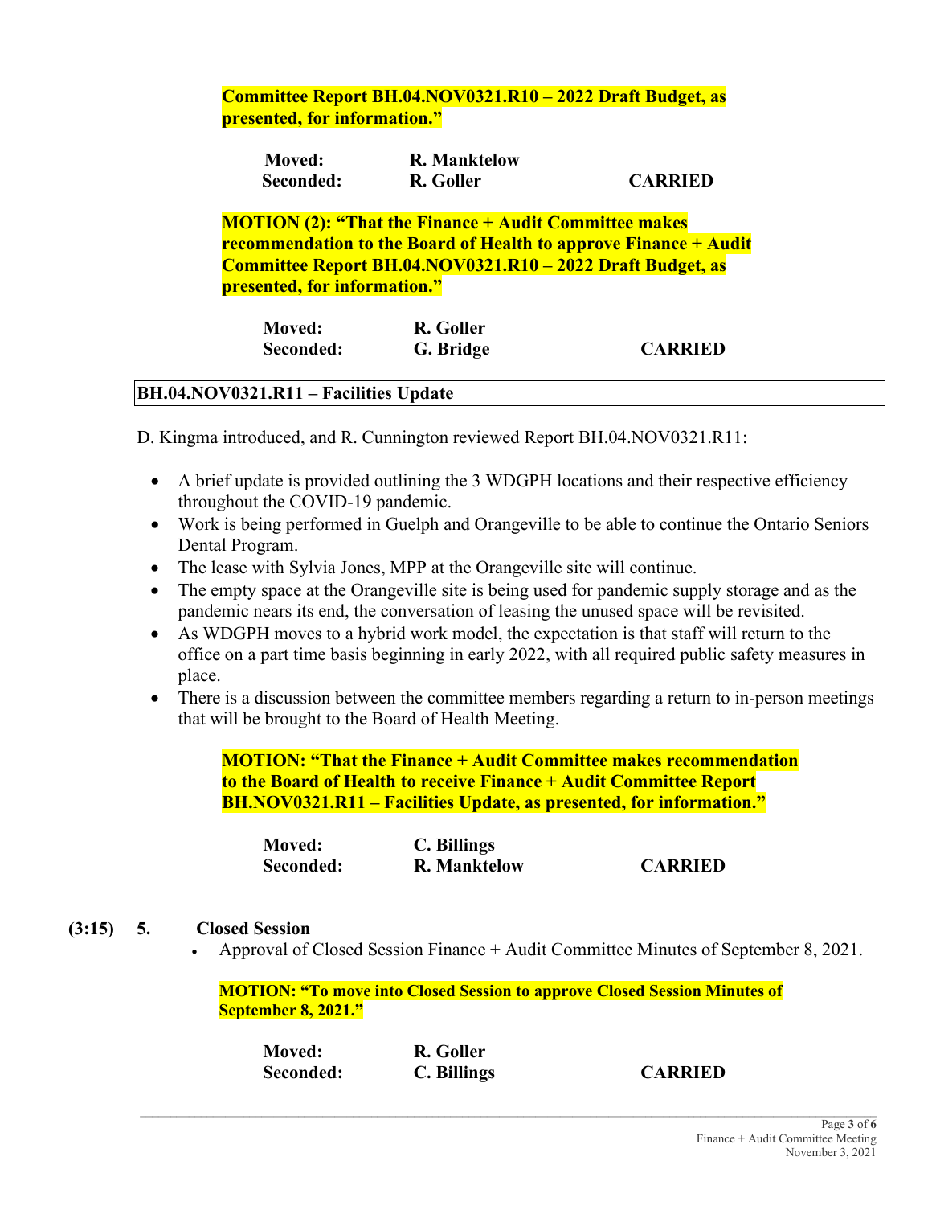**Committee Report BH.04.NOV0321.R10 – 2022 Draft Budget, as presented, for information."**

| | | |
|---|---|---|
| **Moved:** | **R. Manktelow** | |
| **Seconded:** | **R. Goller** | **CARRIED** |

**MOTION (2): "That the Finance + Audit Committee makes recommendation to the Board of Health to approve Finance + Audit Committee Report BH.04.NOV0321.R10 – 2022 Draft Budget, as presented, for information."**

| | | |
|---|---|---|
| **Moved:** | **R. Goller** | |
| **Seconded:** | **G. Bridge** | **CARRIED** |

**BH.04.NOV0321.R11 – Facilities Update**

D. Kingma introduced, and R. Cunnington reviewed Report BH.04.NOV0321.R11:

- A brief update is provided outlining the 3 WDGPH locations and their respective efficiency throughout the COVID-19 pandemic.
- Work is being performed in Guelph and Orangeville to be able to continue the Ontario Seniors Dental Program.
- The lease with Sylvia Jones, MPP at the Orangeville site will continue.
- The empty space at the Orangeville site is being used for pandemic supply storage and as the pandemic nears its end, the conversation of leasing the unused space will be revisited.
- As WDGPH moves to a hybrid work model, the expectation is that staff will return to the office on a part time basis beginning in early 2022, with all required public safety measures in place.
- There is a discussion between the committee members regarding a return to in-person meetings that will be brought to the Board of Health Meeting.

**MOTION: "That the Finance + Audit Committee makes recommendation to the Board of Health to receive Finance + Audit Committee Report BH.NOV0321.R11 – Facilities Update, as presented, for information."**

| | | |
|---|---|---|
| **Moved:** | **C. Billings** | |
| **Seconded:** | **R. Manktelow** | **CARRIED** |

**(3:15) 5. Closed Session**

- Approval of Closed Session Finance + Audit Committee Minutes of September 8, 2021.

**MOTION: "To move into Closed Session to approve Closed Session Minutes of September 8, 2021."**

| | | |
|---|---|---|
| **Moved:** | **R. Goller** | |
| **Seconded:** | **C. Billings** | **CARRIED** |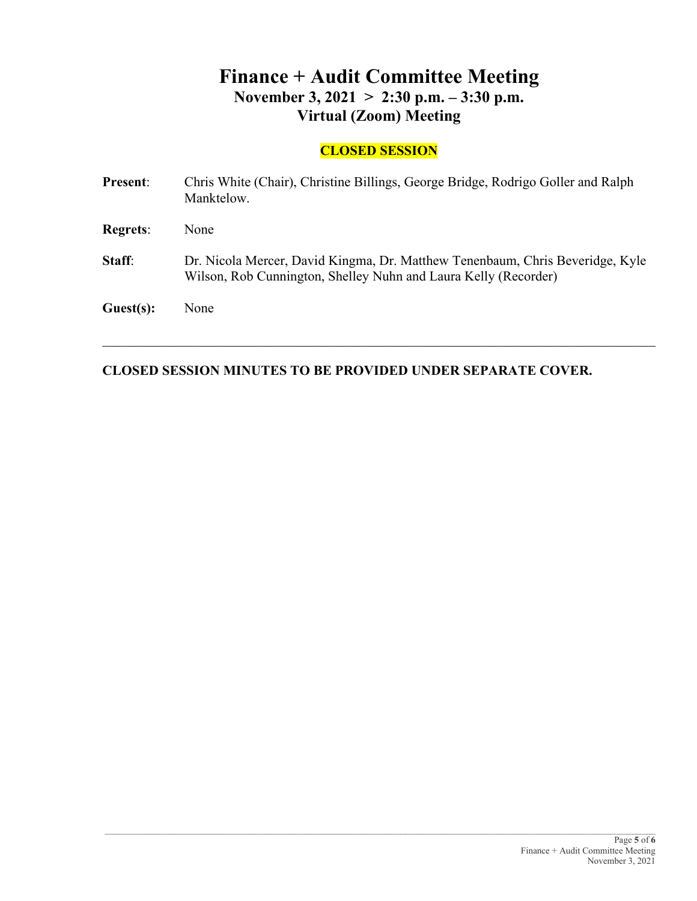# Finance + Audit Committee Meeting

## November 3, 2021 > 2:30 p.m. – 3:30 p.m.

## Virtual (Zoom) Meeting

**CLOSED SESSION**

**Present**: Chris White (Chair), Christine Billings, George Bridge, Rodrigo Goller and Ralph Manktelow.

**Regrets**: None

**Staff**: Dr. Nicola Mercer, David Kingma, Dr. Matthew Tenenbaum, Chris Beveridge, Kyle Wilson, Rob Cunnington, Shelley Nuhn and Laura Kelly (Recorder)

**Guest(s):** None

---

**CLOSED SESSION MINUTES TO BE PROVIDED UNDER SEPARATE COVER.**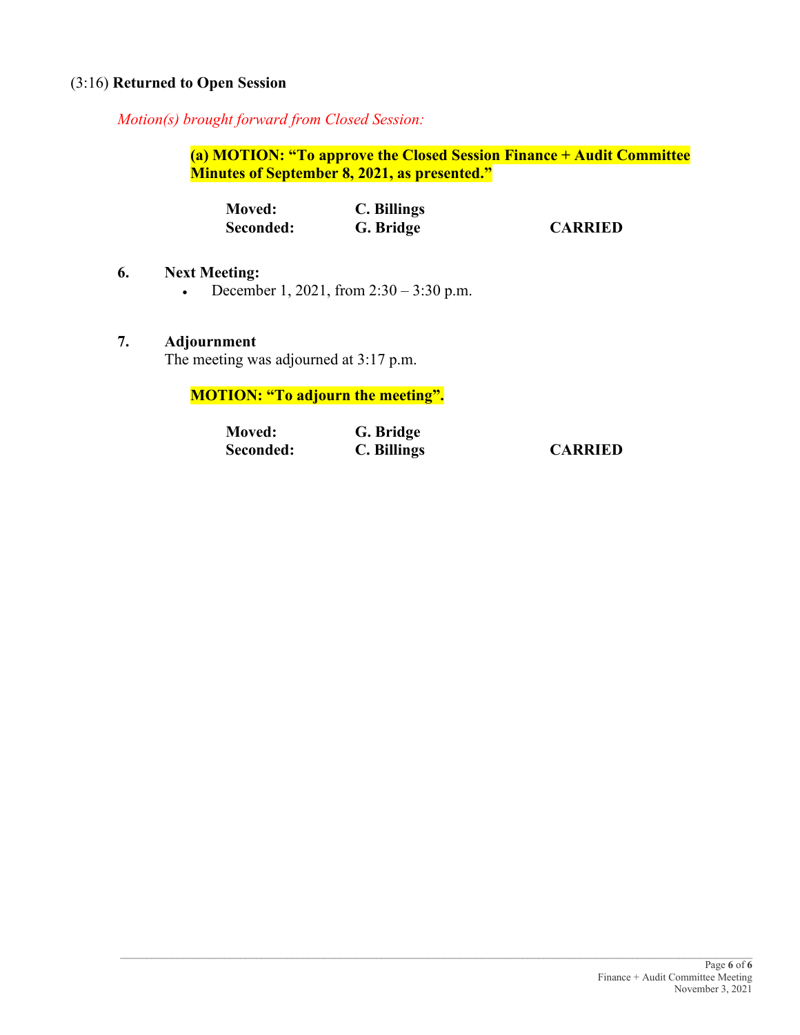(3:16) **Returned to Open Session**

*Motion(s) brought forward from Closed Session:*

**(a) MOTION: "To approve the Closed Session Finance + Audit Committee Minutes of September 8, 2021, as presented."**

| | | |
|---|---|---|
| **Moved:** | **C. Billings** | |
| **Seconded:** | **G. Bridge** | **CARRIED** |

## 6. Next Meeting:

- December 1, 2021, from 2:30 – 3:30 p.m.

## 7. Adjournment

The meeting was adjourned at 3:17 p.m.

**MOTION: "To adjourn the meeting".**

| | | |
|---|---|---|
| **Moved:** | **G. Bridge** | |
| **Seconded:** | **C. Billings** | **CARRIED** |